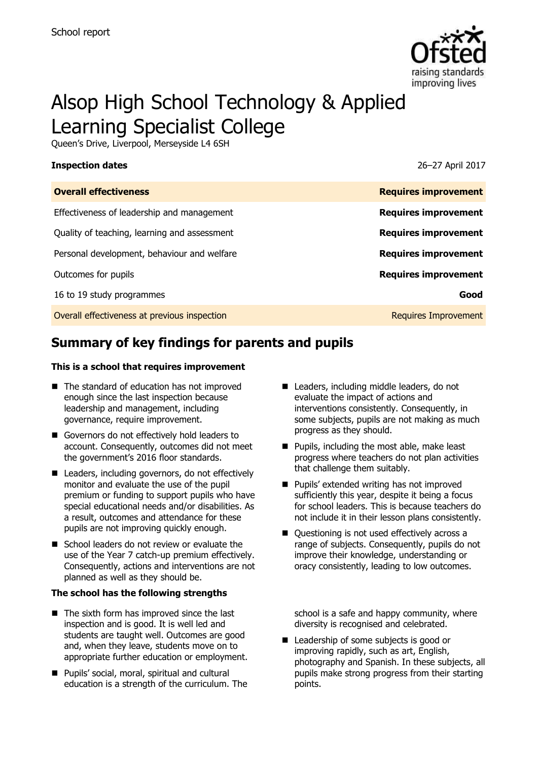School report

# Alsop High School Technology & Applied Learning Specialist College

Queen's Drive, Liverpool, Merseyside L4 6SH

**Inspection dates** 26–27 April 2017

| **Overall effectiveness** | **Requires improvement** |
| --- | --- |
| Effectiveness of leadership and management | **Requires improvement** |
| Quality of teaching, learning and assessment | **Requires improvement** |
| Personal development, behaviour and welfare | **Requires improvement** |
| Outcomes for pupils | **Requires improvement** |
| 16 to 19 study programmes | **Good** |
| Overall effectiveness at previous inspection | Requires Improvement |

## Summary of key findings for parents and pupils

**This is a school that requires improvement**

- The standard of education has not improved enough since the last inspection because leadership and management, including governance, require improvement.
- Governors do not effectively hold leaders to account. Consequently, outcomes did not meet the government's 2016 floor standards.
- Leaders, including governors, do not effectively monitor and evaluate the use of the pupil premium or funding to support pupils who have special educational needs and/or disabilities. As a result, outcomes and attendance for these pupils are not improving quickly enough.
- School leaders do not review or evaluate the use of the Year 7 catch-up premium effectively. Consequently, actions and interventions are not planned as well as they should be.
- Leaders, including middle leaders, do not evaluate the impact of actions and interventions consistently. Consequently, in some subjects, pupils are not making as much progress as they should.
- Pupils, including the most able, make least progress where teachers do not plan activities that challenge them suitably.
- Pupils' extended writing has not improved sufficiently this year, despite it being a focus for school leaders. This is because teachers do not include it in their lesson plans consistently.
- Questioning is not used effectively across a range of subjects. Consequently, pupils do not improve their knowledge, understanding or oracy consistently, leading to low outcomes.

**The school has the following strengths**

- The sixth form has improved since the last inspection and is good. It is well led and students are taught well. Outcomes are good and, when they leave, students move on to appropriate further education or employment.
- Pupils' social, moral, spiritual and cultural education is a strength of the curriculum. The school is a safe and happy community, where diversity is recognised and celebrated.
- Leadership of some subjects is good or improving rapidly, such as art, English, photography and Spanish. In these subjects, all pupils make strong progress from their starting points.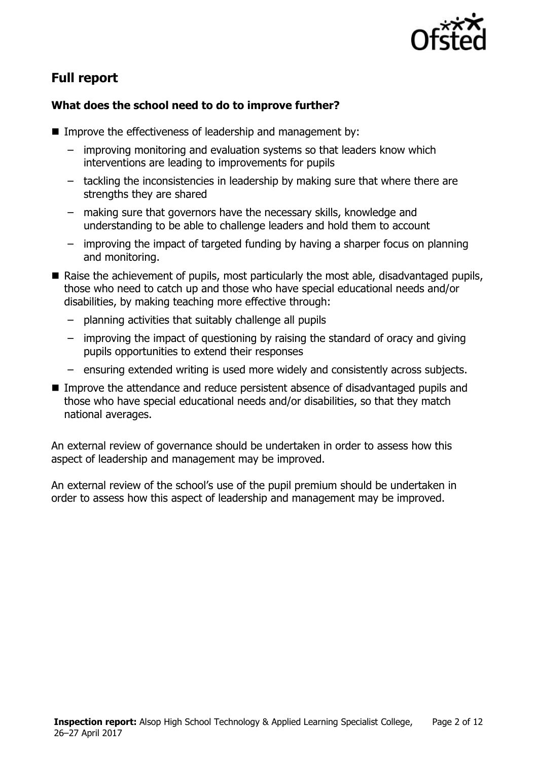## Full report

### What does the school need to do to improve further?

- Improve the effectiveness of leadership and management by:
  - improving monitoring and evaluation systems so that leaders know which interventions are leading to improvements for pupils
  - tackling the inconsistencies in leadership by making sure that where there are strengths they are shared
  - making sure that governors have the necessary skills, knowledge and understanding to be able to challenge leaders and hold them to account
  - improving the impact of targeted funding by having a sharper focus on planning and monitoring.
- Raise the achievement of pupils, most particularly the most able, disadvantaged pupils, those who need to catch up and those who have special educational needs and/or disabilities, by making teaching more effective through:
  - planning activities that suitably challenge all pupils
  - improving the impact of questioning by raising the standard of oracy and giving pupils opportunities to extend their responses
  - ensuring extended writing is used more widely and consistently across subjects.
- Improve the attendance and reduce persistent absence of disadvantaged pupils and those who have special educational needs and/or disabilities, so that they match national averages.

An external review of governance should be undertaken in order to assess how this aspect of leadership and management may be improved.

An external review of the school's use of the pupil premium should be undertaken in order to assess how this aspect of leadership and management may be improved.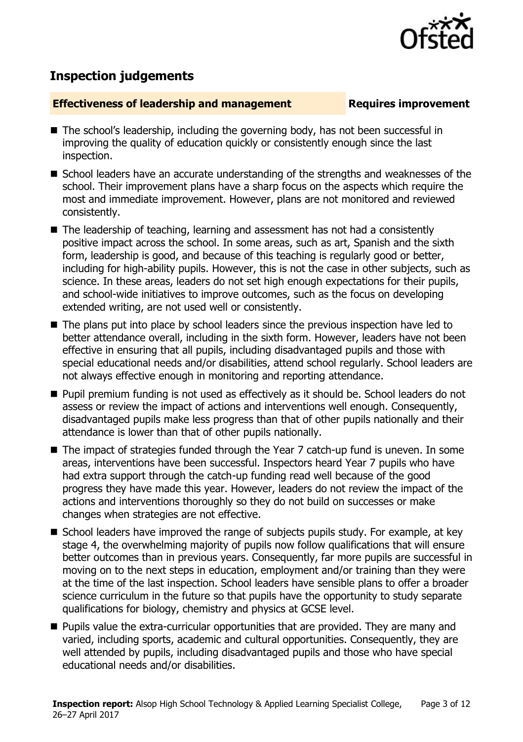## Inspection judgements

**Effectiveness of leadership and management** | **Requires improvement**

- The school's leadership, including the governing body, has not been successful in improving the quality of education quickly or consistently enough since the last inspection.
- School leaders have an accurate understanding of the strengths and weaknesses of the school. Their improvement plans have a sharp focus on the aspects which require the most and immediate improvement. However, plans are not monitored and reviewed consistently.
- The leadership of teaching, learning and assessment has not had a consistently positive impact across the school. In some areas, such as art, Spanish and the sixth form, leadership is good, and because of this teaching is regularly good or better, including for high-ability pupils. However, this is not the case in other subjects, such as science. In these areas, leaders do not set high enough expectations for their pupils, and school-wide initiatives to improve outcomes, such as the focus on developing extended writing, are not used well or consistently.
- The plans put into place by school leaders since the previous inspection have led to better attendance overall, including in the sixth form. However, leaders have not been effective in ensuring that all pupils, including disadvantaged pupils and those with special educational needs and/or disabilities, attend school regularly. School leaders are not always effective enough in monitoring and reporting attendance.
- Pupil premium funding is not used as effectively as it should be. School leaders do not assess or review the impact of actions and interventions well enough. Consequently, disadvantaged pupils make less progress than that of other pupils nationally and their attendance is lower than that of other pupils nationally.
- The impact of strategies funded through the Year 7 catch-up fund is uneven. In some areas, interventions have been successful. Inspectors heard Year 7 pupils who have had extra support through the catch-up funding read well because of the good progress they have made this year. However, leaders do not review the impact of the actions and interventions thoroughly so they do not build on successes or make changes when strategies are not effective.
- School leaders have improved the range of subjects pupils study. For example, at key stage 4, the overwhelming majority of pupils now follow qualifications that will ensure better outcomes than in previous years. Consequently, far more pupils are successful in moving on to the next steps in education, employment and/or training than they were at the time of the last inspection. School leaders have sensible plans to offer a broader science curriculum in the future so that pupils have the opportunity to study separate qualifications for biology, chemistry and physics at GCSE level.
- Pupils value the extra-curricular opportunities that are provided. They are many and varied, including sports, academic and cultural opportunities. Consequently, they are well attended by pupils, including disadvantaged pupils and those who have special educational needs and/or disabilities.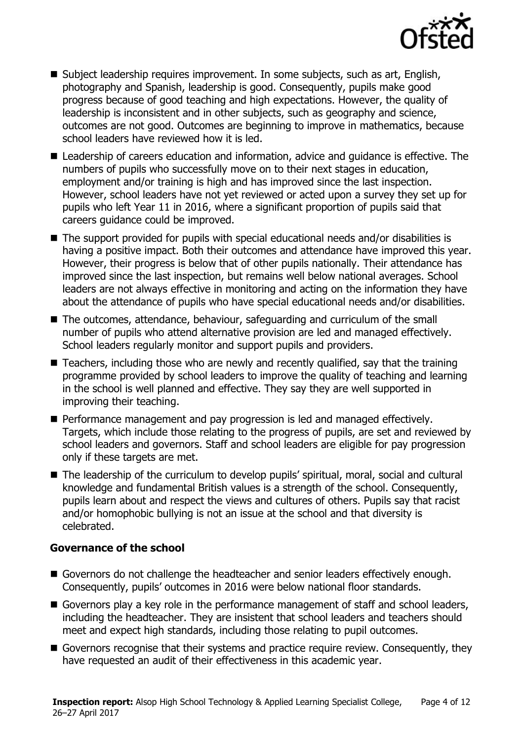- Subject leadership requires improvement. In some subjects, such as art, English, photography and Spanish, leadership is good. Consequently, pupils make good progress because of good teaching and high expectations. However, the quality of leadership is inconsistent and in other subjects, such as geography and science, outcomes are not good. Outcomes are beginning to improve in mathematics, because school leaders have reviewed how it is led.
- Leadership of careers education and information, advice and guidance is effective. The numbers of pupils who successfully move on to their next stages in education, employment and/or training is high and has improved since the last inspection. However, school leaders have not yet reviewed or acted upon a survey they set up for pupils who left Year 11 in 2016, where a significant proportion of pupils said that careers guidance could be improved.
- The support provided for pupils with special educational needs and/or disabilities is having a positive impact. Both their outcomes and attendance have improved this year. However, their progress is below that of other pupils nationally. Their attendance has improved since the last inspection, but remains well below national averages. School leaders are not always effective in monitoring and acting on the information they have about the attendance of pupils who have special educational needs and/or disabilities.
- The outcomes, attendance, behaviour, safeguarding and curriculum of the small number of pupils who attend alternative provision are led and managed effectively. School leaders regularly monitor and support pupils and providers.
- Teachers, including those who are newly and recently qualified, say that the training programme provided by school leaders to improve the quality of teaching and learning in the school is well planned and effective. They say they are well supported in improving their teaching.
- Performance management and pay progression is led and managed effectively. Targets, which include those relating to the progress of pupils, are set and reviewed by school leaders and governors. Staff and school leaders are eligible for pay progression only if these targets are met.
- The leadership of the curriculum to develop pupils' spiritual, moral, social and cultural knowledge and fundamental British values is a strength of the school. Consequently, pupils learn about and respect the views and cultures of others. Pupils say that racist and/or homophobic bullying is not an issue at the school and that diversity is celebrated.

### Governance of the school

- Governors do not challenge the headteacher and senior leaders effectively enough. Consequently, pupils' outcomes in 2016 were below national floor standards.
- Governors play a key role in the performance management of staff and school leaders, including the headteacher. They are insistent that school leaders and teachers should meet and expect high standards, including those relating to pupil outcomes.
- Governors recognise that their systems and practice require review. Consequently, they have requested an audit of their effectiveness in this academic year.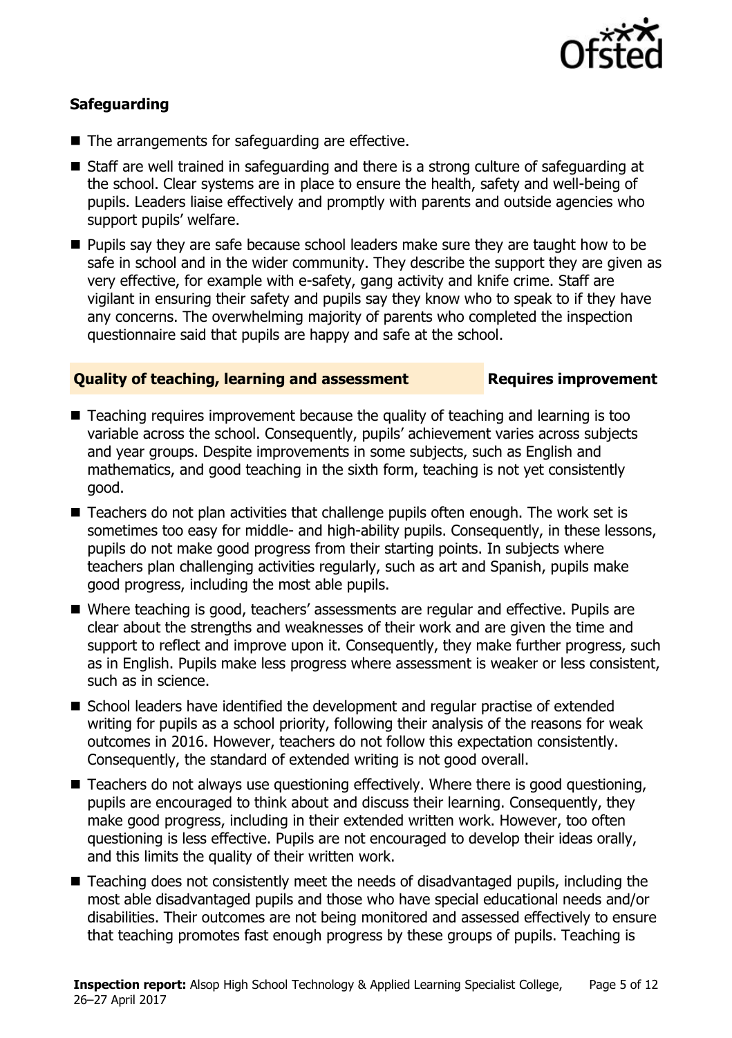### Safeguarding

- The arrangements for safeguarding are effective.
- Staff are well trained in safeguarding and there is a strong culture of safeguarding at the school. Clear systems are in place to ensure the health, safety and well-being of pupils. Leaders liaise effectively and promptly with parents and outside agencies who support pupils' welfare.
- Pupils say they are safe because school leaders make sure they are taught how to be safe in school and in the wider community. They describe the support they are given as very effective, for example with e-safety, gang activity and knife crime. Staff are vigilant in ensuring their safety and pupils say they know who to speak to if they have any concerns. The overwhelming majority of parents who completed the inspection questionnaire said that pupils are happy and safe at the school.

### Quality of teaching, learning and assessment — Requires improvement

- Teaching requires improvement because the quality of teaching and learning is too variable across the school. Consequently, pupils' achievement varies across subjects and year groups. Despite improvements in some subjects, such as English and mathematics, and good teaching in the sixth form, teaching is not yet consistently good.
- Teachers do not plan activities that challenge pupils often enough. The work set is sometimes too easy for middle- and high-ability pupils. Consequently, in these lessons, pupils do not make good progress from their starting points. In subjects where teachers plan challenging activities regularly, such as art and Spanish, pupils make good progress, including the most able pupils.
- Where teaching is good, teachers' assessments are regular and effective. Pupils are clear about the strengths and weaknesses of their work and are given the time and support to reflect and improve upon it. Consequently, they make further progress, such as in English. Pupils make less progress where assessment is weaker or less consistent, such as in science.
- School leaders have identified the development and regular practise of extended writing for pupils as a school priority, following their analysis of the reasons for weak outcomes in 2016. However, teachers do not follow this expectation consistently. Consequently, the standard of extended writing is not good overall.
- Teachers do not always use questioning effectively. Where there is good questioning, pupils are encouraged to think about and discuss their learning. Consequently, they make good progress, including in their extended written work. However, too often questioning is less effective. Pupils are not encouraged to develop their ideas orally, and this limits the quality of their written work.
- Teaching does not consistently meet the needs of disadvantaged pupils, including the most able disadvantaged pupils and those who have special educational needs and/or disabilities. Their outcomes are not being monitored and assessed effectively to ensure that teaching promotes fast enough progress by these groups of pupils. Teaching is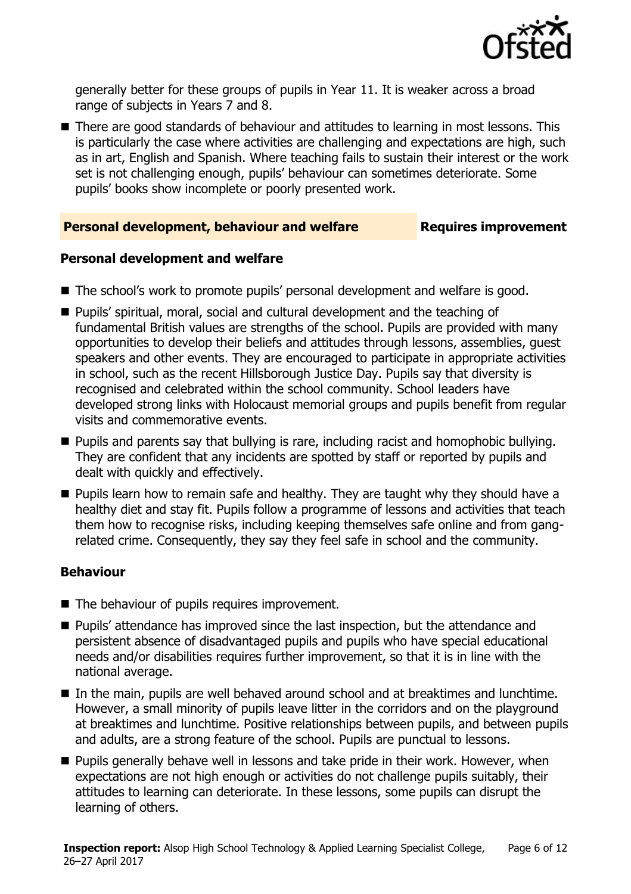generally better for these groups of pupils in Year 11. It is weaker across a broad range of subjects in Years 7 and 8.

- There are good standards of behaviour and attitudes to learning in most lessons. This is particularly the case where activities are challenging and expectations are high, such as in art, English and Spanish. Where teaching fails to sustain their interest or the work set is not challenging enough, pupils' behaviour can sometimes deteriorate. Some pupils' books show incomplete or poorly presented work.

## Personal development, behaviour and welfare — Requires improvement

### Personal development and welfare

- The school's work to promote pupils' personal development and welfare is good.
- Pupils' spiritual, moral, social and cultural development and the teaching of fundamental British values are strengths of the school. Pupils are provided with many opportunities to develop their beliefs and attitudes through lessons, assemblies, guest speakers and other events. They are encouraged to participate in appropriate activities in school, such as the recent Hillsborough Justice Day. Pupils say that diversity is recognised and celebrated within the school community. School leaders have developed strong links with Holocaust memorial groups and pupils benefit from regular visits and commemorative events.
- Pupils and parents say that bullying is rare, including racist and homophobic bullying. They are confident that any incidents are spotted by staff or reported by pupils and dealt with quickly and effectively.
- Pupils learn how to remain safe and healthy. They are taught why they should have a healthy diet and stay fit. Pupils follow a programme of lessons and activities that teach them how to recognise risks, including keeping themselves safe online and from gang-related crime. Consequently, they say they feel safe in school and the community.

### Behaviour

- The behaviour of pupils requires improvement.
- Pupils' attendance has improved since the last inspection, but the attendance and persistent absence of disadvantaged pupils and pupils who have special educational needs and/or disabilities requires further improvement, so that it is in line with the national average.
- In the main, pupils are well behaved around school and at breaktimes and lunchtime. However, a small minority of pupils leave litter in the corridors and on the playground at breaktimes and lunchtime. Positive relationships between pupils, and between pupils and adults, are a strong feature of the school. Pupils are punctual to lessons.
- Pupils generally behave well in lessons and take pride in their work. However, when expectations are not high enough or activities do not challenge pupils suitably, their attitudes to learning can deteriorate. In these lessons, some pupils can disrupt the learning of others.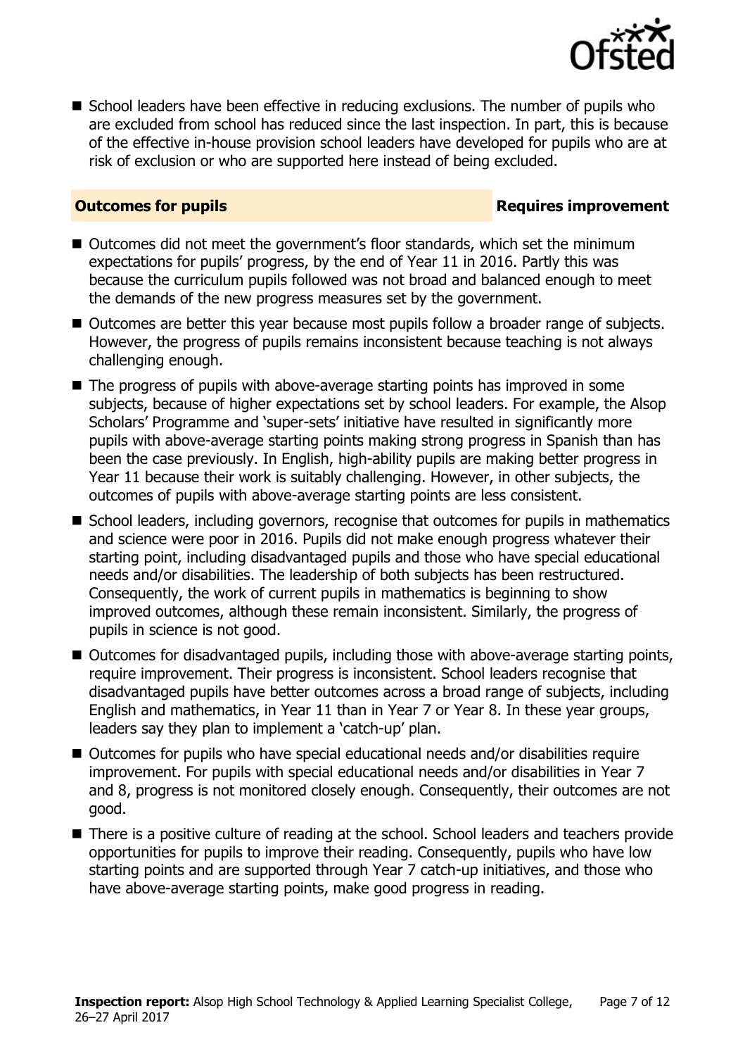- School leaders have been effective in reducing exclusions. The number of pupils who are excluded from school has reduced since the last inspection. In part, this is because of the effective in-house provision school leaders have developed for pupils who are at risk of exclusion or who are supported here instead of being excluded.

## Outcomes for pupils — Requires improvement

- Outcomes did not meet the government's floor standards, which set the minimum expectations for pupils' progress, by the end of Year 11 in 2016. Partly this was because the curriculum pupils followed was not broad and balanced enough to meet the demands of the new progress measures set by the government.
- Outcomes are better this year because most pupils follow a broader range of subjects. However, the progress of pupils remains inconsistent because teaching is not always challenging enough.
- The progress of pupils with above-average starting points has improved in some subjects, because of higher expectations set by school leaders. For example, the Alsop Scholars' Programme and 'super-sets' initiative have resulted in significantly more pupils with above-average starting points making strong progress in Spanish than has been the case previously. In English, high-ability pupils are making better progress in Year 11 because their work is suitably challenging. However, in other subjects, the outcomes of pupils with above-average starting points are less consistent.
- School leaders, including governors, recognise that outcomes for pupils in mathematics and science were poor in 2016. Pupils did not make enough progress whatever their starting point, including disadvantaged pupils and those who have special educational needs and/or disabilities. The leadership of both subjects has been restructured. Consequently, the work of current pupils in mathematics is beginning to show improved outcomes, although these remain inconsistent. Similarly, the progress of pupils in science is not good.
- Outcomes for disadvantaged pupils, including those with above-average starting points, require improvement. Their progress is inconsistent. School leaders recognise that disadvantaged pupils have better outcomes across a broad range of subjects, including English and mathematics, in Year 11 than in Year 7 or Year 8. In these year groups, leaders say they plan to implement a 'catch-up' plan.
- Outcomes for pupils who have special educational needs and/or disabilities require improvement. For pupils with special educational needs and/or disabilities in Year 7 and 8, progress is not monitored closely enough. Consequently, their outcomes are not good.
- There is a positive culture of reading at the school. School leaders and teachers provide opportunities for pupils to improve their reading. Consequently, pupils who have low starting points and are supported through Year 7 catch-up initiatives, and those who have above-average starting points, make good progress in reading.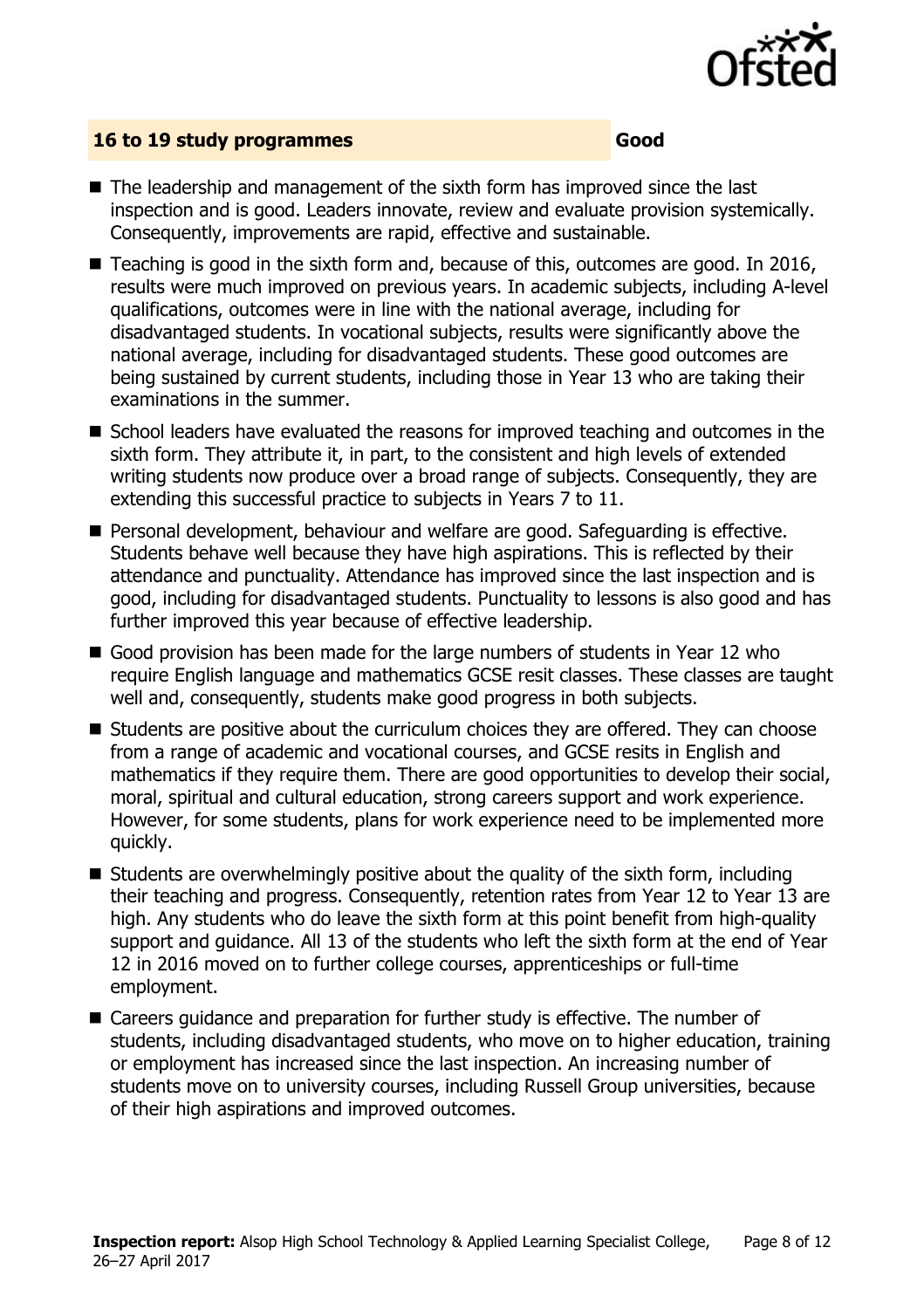## 16 to 19 study programmes — Good

- The leadership and management of the sixth form has improved since the last inspection and is good. Leaders innovate, review and evaluate provision systemically. Consequently, improvements are rapid, effective and sustainable.
- Teaching is good in the sixth form and, because of this, outcomes are good. In 2016, results were much improved on previous years. In academic subjects, including A-level qualifications, outcomes were in line with the national average, including for disadvantaged students. In vocational subjects, results were significantly above the national average, including for disadvantaged students. These good outcomes are being sustained by current students, including those in Year 13 who are taking their examinations in the summer.
- School leaders have evaluated the reasons for improved teaching and outcomes in the sixth form. They attribute it, in part, to the consistent and high levels of extended writing students now produce over a broad range of subjects. Consequently, they are extending this successful practice to subjects in Years 7 to 11.
- Personal development, behaviour and welfare are good. Safeguarding is effective. Students behave well because they have high aspirations. This is reflected by their attendance and punctuality. Attendance has improved since the last inspection and is good, including for disadvantaged students. Punctuality to lessons is also good and has further improved this year because of effective leadership.
- Good provision has been made for the large numbers of students in Year 12 who require English language and mathematics GCSE resit classes. These classes are taught well and, consequently, students make good progress in both subjects.
- Students are positive about the curriculum choices they are offered. They can choose from a range of academic and vocational courses, and GCSE resits in English and mathematics if they require them. There are good opportunities to develop their social, moral, spiritual and cultural education, strong careers support and work experience. However, for some students, plans for work experience need to be implemented more quickly.
- Students are overwhelmingly positive about the quality of the sixth form, including their teaching and progress. Consequently, retention rates from Year 12 to Year 13 are high. Any students who do leave the sixth form at this point benefit from high-quality support and guidance. All 13 of the students who left the sixth form at the end of Year 12 in 2016 moved on to further college courses, apprenticeships or full-time employment.
- Careers guidance and preparation for further study is effective. The number of students, including disadvantaged students, who move on to higher education, training or employment has increased since the last inspection. An increasing number of students move on to university courses, including Russell Group universities, because of their high aspirations and improved outcomes.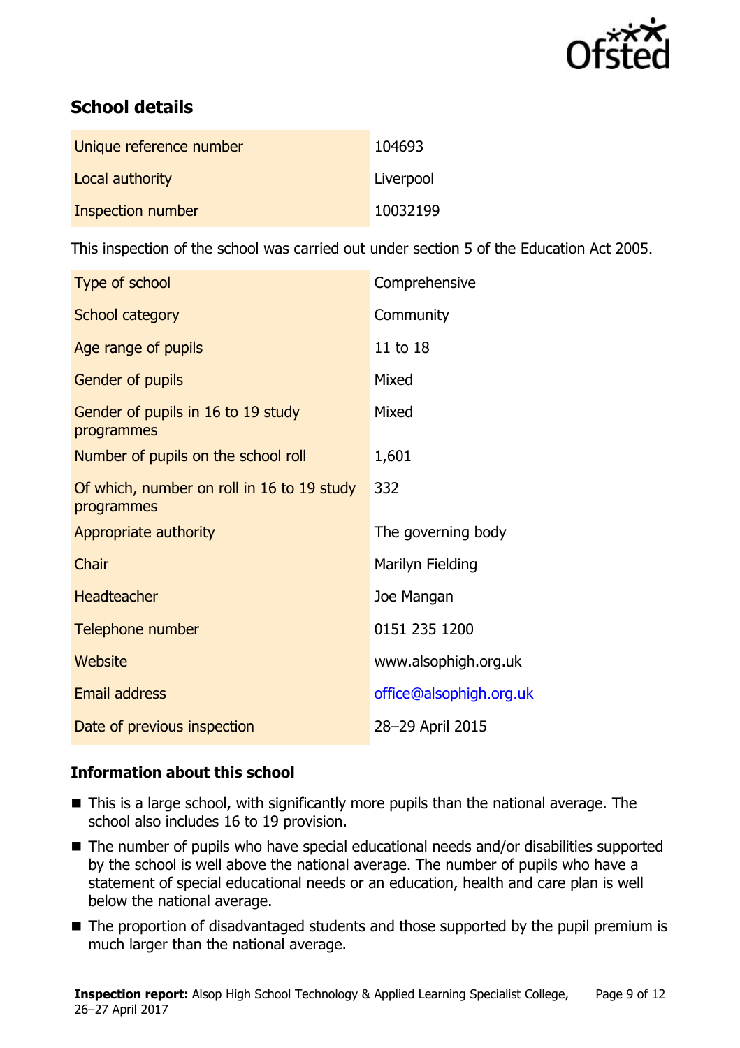## School details

| | |
|---|---|
| Unique reference number | 104693 |
| Local authority | Liverpool |
| Inspection number | 10032199 |

This inspection of the school was carried out under section 5 of the Education Act 2005.

| | |
|---|---|
| Type of school | Comprehensive |
| School category | Community |
| Age range of pupils | 11 to 18 |
| Gender of pupils | Mixed |
| Gender of pupils in 16 to 19 study programmes | Mixed |
| Number of pupils on the school roll | 1,601 |
| Of which, number on roll in 16 to 19 study programmes | 332 |
| Appropriate authority | The governing body |
| Chair | Marilyn Fielding |
| Headteacher | Joe Mangan |
| Telephone number | 0151 235 1200 |
| Website | www.alsophigh.org.uk |
| Email address | office@alsophigh.org.uk |
| Date of previous inspection | 28–29 April 2015 |

### Information about this school

- This is a large school, with significantly more pupils than the national average. The school also includes 16 to 19 provision.
- The number of pupils who have special educational needs and/or disabilities supported by the school is well above the national average. The number of pupils who have a statement of special educational needs or an education, health and care plan is well below the national average.
- The proportion of disadvantaged students and those supported by the pupil premium is much larger than the national average.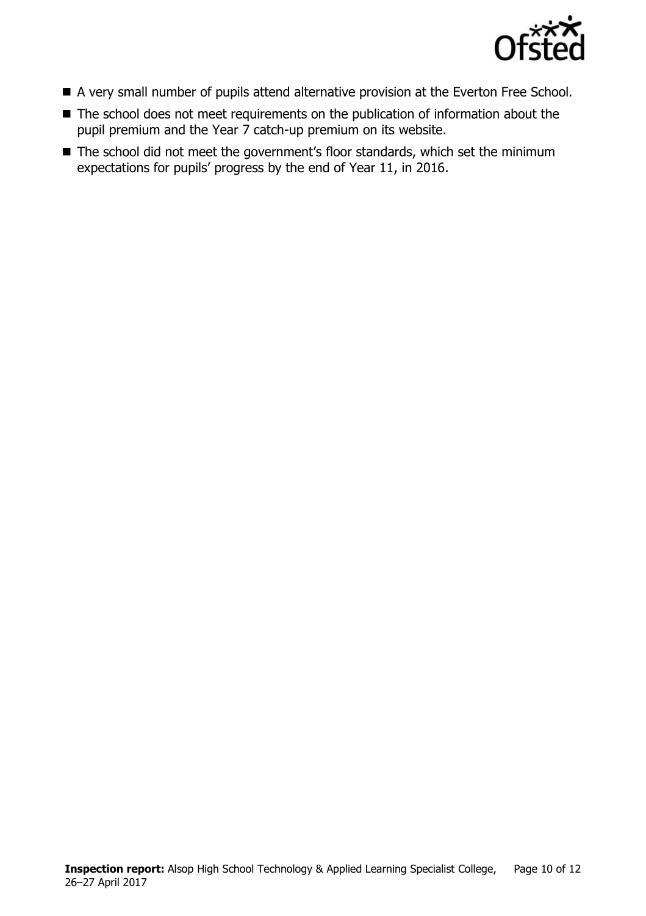- A very small number of pupils attend alternative provision at the Everton Free School.
- The school does not meet requirements on the publication of information about the pupil premium and the Year 7 catch-up premium on its website.
- The school did not meet the government's floor standards, which set the minimum expectations for pupils' progress by the end of Year 11, in 2016.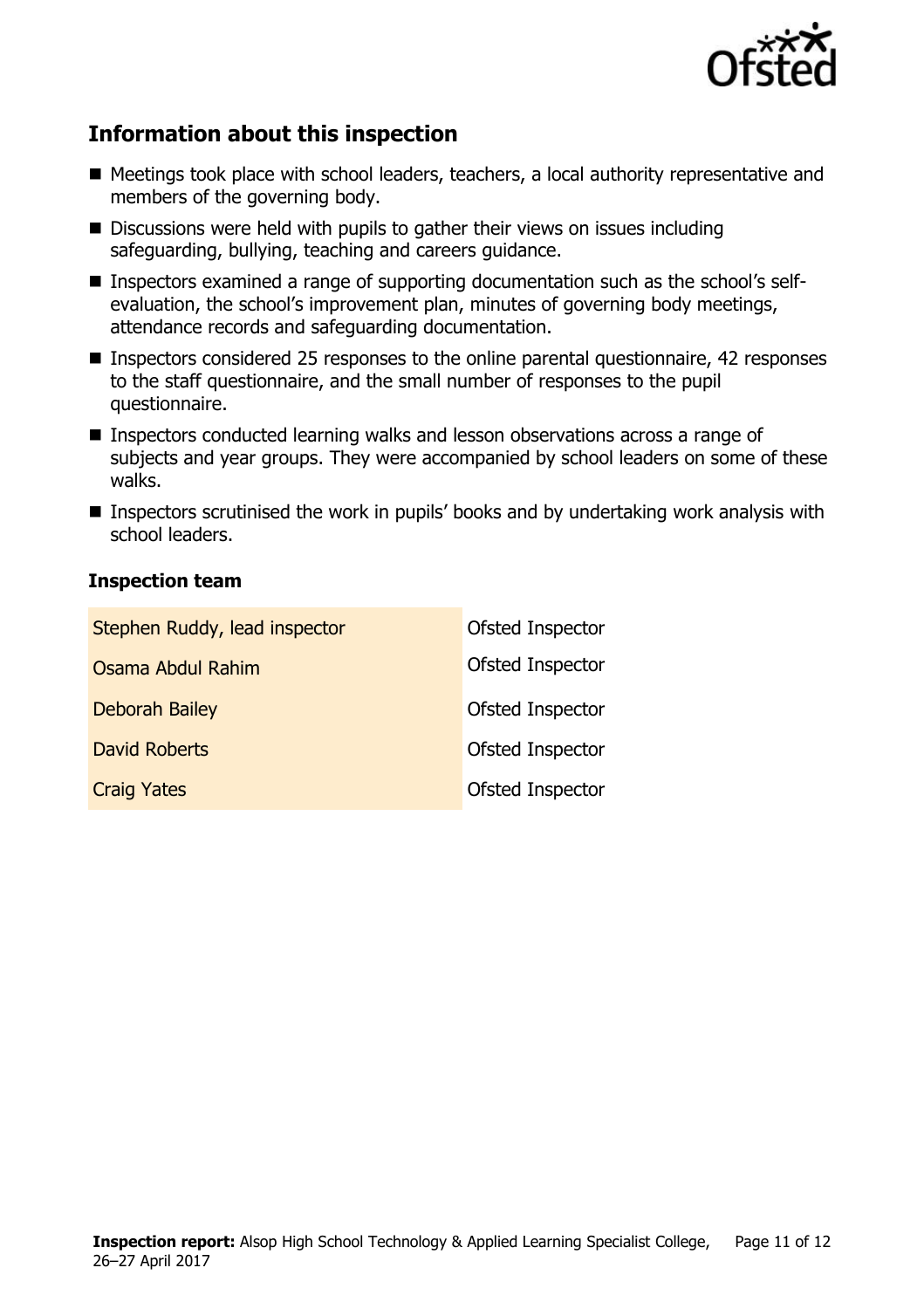## Information about this inspection

- Meetings took place with school leaders, teachers, a local authority representative and members of the governing body.
- Discussions were held with pupils to gather their views on issues including safeguarding, bullying, teaching and careers guidance.
- Inspectors examined a range of supporting documentation such as the school's self-evaluation, the school's improvement plan, minutes of governing body meetings, attendance records and safeguarding documentation.
- Inspectors considered 25 responses to the online parental questionnaire, 42 responses to the staff questionnaire, and the small number of responses to the pupil questionnaire.
- Inspectors conducted learning walks and lesson observations across a range of subjects and year groups. They were accompanied by school leaders on some of these walks.
- Inspectors scrutinised the work in pupils' books and by undertaking work analysis with school leaders.

### Inspection team

| | |
|---|---|
| Stephen Ruddy, lead inspector | Ofsted Inspector |
| Osama Abdul Rahim | Ofsted Inspector |
| Deborah Bailey | Ofsted Inspector |
| David Roberts | Ofsted Inspector |
| Craig Yates | Ofsted Inspector |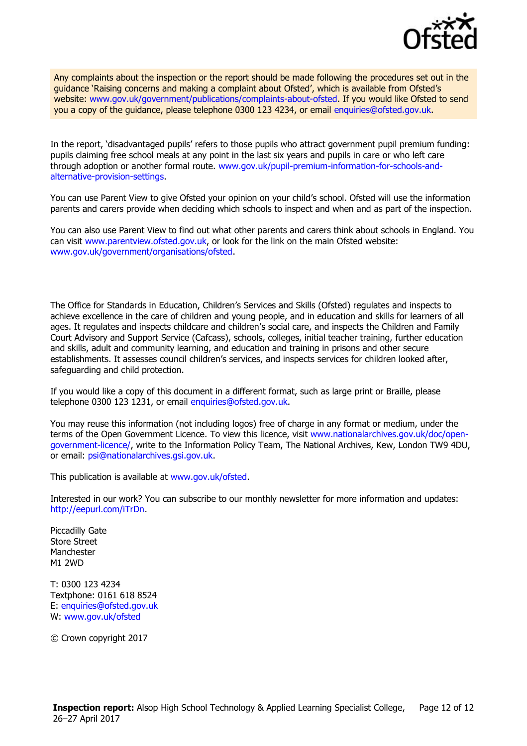Any complaints about the inspection or the report should be made following the procedures set out in the guidance 'Raising concerns and making a complaint about Ofsted', which is available from Ofsted's website: www.gov.uk/government/publications/complaints-about-ofsted. If you would like Ofsted to send you a copy of the guidance, please telephone 0300 123 4234, or email enquiries@ofsted.gov.uk.

In the report, 'disadvantaged pupils' refers to those pupils who attract government pupil premium funding: pupils claiming free school meals at any point in the last six years and pupils in care or who left care through adoption or another formal route. www.gov.uk/pupil-premium-information-for-schools-and-alternative-provision-settings.

You can use Parent View to give Ofsted your opinion on your child's school. Ofsted will use the information parents and carers provide when deciding which schools to inspect and when and as part of the inspection.

You can also use Parent View to find out what other parents and carers think about schools in England. You can visit www.parentview.ofsted.gov.uk, or look for the link on the main Ofsted website: www.gov.uk/government/organisations/ofsted.

The Office for Standards in Education, Children's Services and Skills (Ofsted) regulates and inspects to achieve excellence in the care of children and young people, and in education and skills for learners of all ages. It regulates and inspects childcare and children's social care, and inspects the Children and Family Court Advisory and Support Service (Cafcass), schools, colleges, initial teacher training, further education and skills, adult and community learning, and education and training in prisons and other secure establishments. It assesses council children's services, and inspects services for children looked after, safeguarding and child protection.

If you would like a copy of this document in a different format, such as large print or Braille, please telephone 0300 123 1231, or email enquiries@ofsted.gov.uk.

You may reuse this information (not including logos) free of charge in any format or medium, under the terms of the Open Government Licence. To view this licence, visit www.nationalarchives.gov.uk/doc/open-government-licence/, write to the Information Policy Team, The National Archives, Kew, London TW9 4DU, or email: psi@nationalarchives.gsi.gov.uk.

This publication is available at www.gov.uk/ofsted.

Interested in our work? You can subscribe to our monthly newsletter for more information and updates: http://eepurl.com/iTrDn.

Piccadilly Gate  
Store Street  
Manchester  
M1 2WD

T: 0300 123 4234  
Textphone: 0161 618 8524  
E: enquiries@ofsted.gov.uk  
W: www.gov.uk/ofsted

© Crown copyright 2017